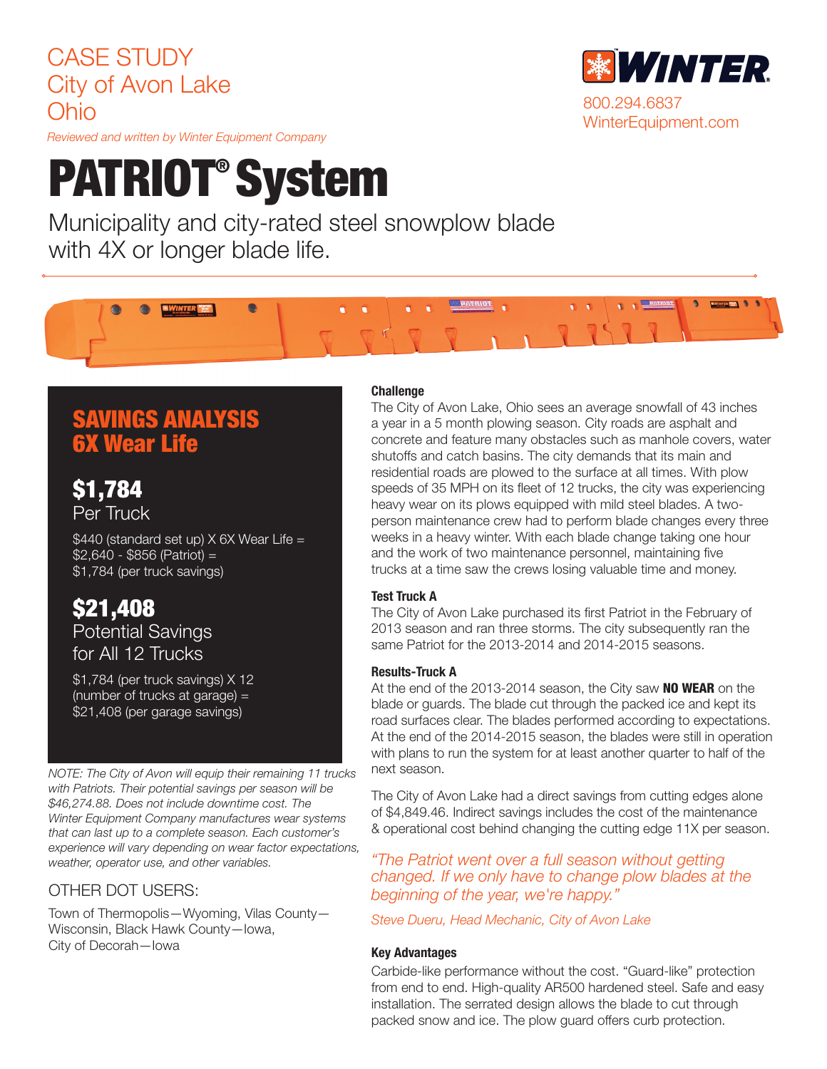CASE STUDY
City of Avon Lake
Ohio

*Reviewed and written by Winter Equipment Company*

WINTER
800.294.6837
WinterEquipment.com

# PATRIOT® System

Municipality and city-rated steel snowplow blade with 4X or longer blade life.

## SAVINGS ANALYSIS 6X Wear Life

**$1,784**
Per Truck

$440 (standard set up) X 6X Wear Life =
$2,640 - $856 (Patriot) =
$1,784 (per truck savings)

**$21,408**
Potential Savings for All 12 Trucks

$1,784 (per truck savings) X 12 (number of trucks at garage) =
$21,408 (per garage savings)

*NOTE: The City of Avon will equip their remaining 11 trucks with Patriots. Their potential savings per season will be $46,274.88. Does not include downtime cost. The Winter Equipment Company manufactures wear systems that can last up to a complete season. Each customer's experience will vary depending on wear factor expectations, weather, operator use, and other variables.*

### OTHER DOT USERS:

Town of Thermopolis—Wyoming, Vilas County—Wisconsin, Black Hawk County—Iowa, City of Decorah—Iowa

### Challenge

The City of Avon Lake, Ohio sees an average snowfall of 43 inches a year in a 5 month plowing season. City roads are asphalt and concrete and feature many obstacles such as manhole covers, water shutoffs and catch basins. The city demands that its main and residential roads are plowed to the surface at all times. With plow speeds of 35 MPH on its fleet of 12 trucks, the city was experiencing heavy wear on its plows equipped with mild steel blades. A two-person maintenance crew had to perform blade changes every three weeks in a heavy winter. With each blade change taking one hour and the work of two maintenance personnel, maintaining five trucks at a time saw the crews losing valuable time and money.

### Test Truck A

The City of Avon Lake purchased its first Patriot in the February of 2013 season and ran three storms. The city subsequently ran the same Patriot for the 2013-2014 and 2014-2015 seasons.

### Results-Truck A

At the end of the 2013-2014 season, the City saw **NO WEAR** on the blade or guards. The blade cut through the packed ice and kept its road surfaces clear. The blades performed according to expectations. At the end of the 2014-2015 season, the blades were still in operation with plans to run the system for at least another quarter to half of the next season.

The City of Avon Lake had a direct savings from cutting edges alone of $4,849.46. Indirect savings includes the cost of the maintenance & operational cost behind changing the cutting edge 11X per season.

*"The Patriot went over a full season without getting changed. If we only have to change plow blades at the beginning of the year, we're happy."*

*Steve Dueru, Head Mechanic, City of Avon Lake*

### Key Advantages

Carbide-like performance without the cost. "Guard-like" protection from end to end. High-quality AR500 hardened steel. Safe and easy installation. The serrated design allows the blade to cut through packed snow and ice. The plow guard offers curb protection.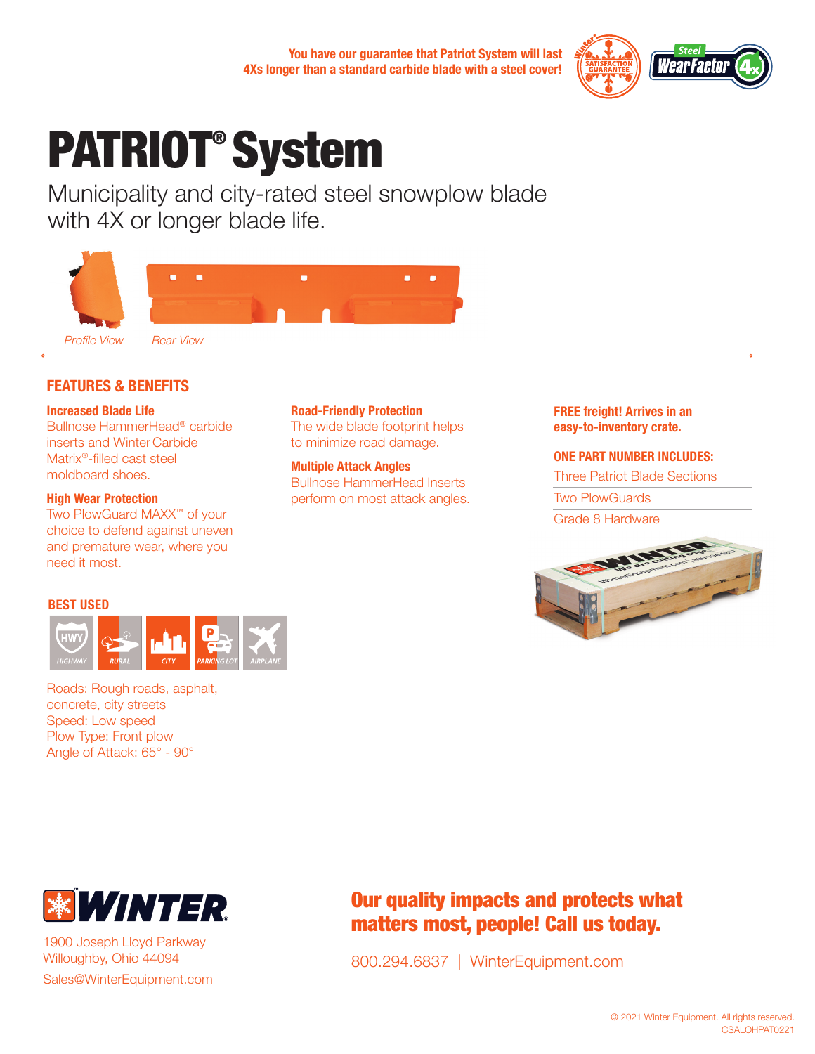You have our guarantee that Patriot System will last 4Xs longer than a standard carbide blade with a steel cover!

# PATRIOT® System

Municipality and city-rated steel snowplow blade with 4X or longer blade life.

*Profile View* *Rear View*

## FEATURES & BENEFITS

**Increased Blade Life**
Bullnose HammerHead® carbide inserts and Winter Carbide Matrix®-filled cast steel moldboard shoes.

**High Wear Protection**
Two PlowGuard MAXX™ of your choice to defend against uneven and premature wear, where you need it most.

**Road-Friendly Protection**
The wide blade footprint helps to minimize road damage.

**Multiple Attack Angles**
Bullnose HammerHead Inserts perform on most attack angles.

**FREE freight! Arrives in an easy-to-inventory crate.**

**ONE PART NUMBER INCLUDES:**

- Three Patriot Blade Sections
- Two PlowGuards
- Grade 8 Hardware

### BEST USED

HIGHWAY | RURAL | CITY | PARKING LOT | AIRPLANE

Roads: Rough roads, asphalt, concrete, city streets
Speed: Low speed
Plow Type: Front plow
Angle of Attack: 65° - 90°

WINTER
1900 Joseph Lloyd Parkway
Willoughby, Ohio 44094
Sales@WinterEquipment.com

**Our quality impacts and protects what matters most, people! Call us today.**

800.294.6837 | WinterEquipment.com

© 2021 Winter Equipment. All rights reserved.
CSALOHPAT0221